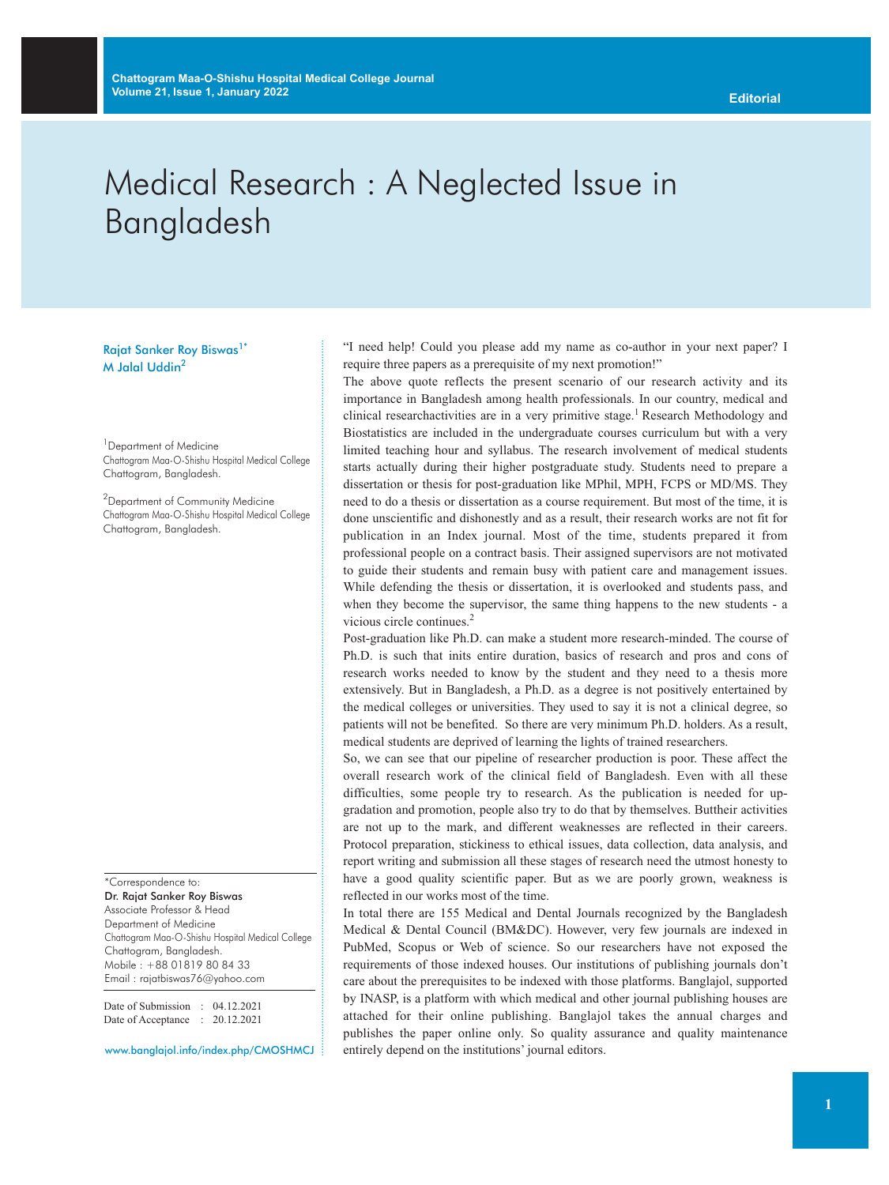Editorial

# Medical Research : A Neglected Issue in Bangladesh

Rajat Sanker Roy Biswas[1*]
M Jalal Uddin[2]

[1]Department of Medicine
Chattogram Maa-O-Shishu Hospital Medical College
Chattogram, Bangladesh.

[2]Department of Community Medicine
Chattogram Maa-O-Shishu Hospital Medical College
Chattogram, Bangladesh.

*Correspondence to:
**Dr. Rajat Sanker Roy Biswas**
Associate Professor & Head
Department of Medicine
Chattogram Maa-O-Shishu Hospital Medical College
Chattogram, Bangladesh.
Mobile : +88 01819 80 84 33
Email : rajatbiswas76@yahoo.com

Date of Submission : 04.12.2021
Date of Acceptance : 20.12.2021

www.banglajol.info/index.php/CMOSHMCJ

"I need help! Could you please add my name as co-author in your next paper? I require three papers as a prerequisite of my next promotion!"

The above quote reflects the present scenario of our research activity and its importance in Bangladesh among health professionals. In our country, medical and clinical researchactivities are in a very primitive stage.[1] Research Methodology and Biostatistics are included in the undergraduate courses curriculum but with a very limited teaching hour and syllabus. The research involvement of medical students starts actually during their higher postgraduate study. Students need to prepare a dissertation or thesis for post-graduation like MPhil, MPH, FCPS or MD/MS. They need to do a thesis or dissertation as a course requirement. But most of the time, it is done unscientific and dishonestly and as a result, their research works are not fit for publication in an Index journal. Most of the time, students prepared it from professional people on a contract basis. Their assigned supervisors are not motivated to guide their students and remain busy with patient care and management issues. While defending the thesis or dissertation, it is overlooked and students pass, and when they become the supervisor, the same thing happens to the new students - a vicious circle continues.[2]

Post-graduation like Ph.D. can make a student more research-minded. The course of Ph.D. is such that inits entire duration, basics of research and pros and cons of research works needed to know by the student and they need to a thesis more extensively. But in Bangladesh, a Ph.D. as a degree is not positively entertained by the medical colleges or universities. They used to say it is not a clinical degree, so patients will not be benefited. So there are very minimum Ph.D. holders. As a result, medical students are deprived of learning the lights of trained researchers.

So, we can see that our pipeline of researcher production is poor. These affect the overall research work of the clinical field of Bangladesh. Even with all these difficulties, some people try to research. As the publication is needed for up-gradation and promotion, people also try to do that by themselves. Buttheir activities are not up to the mark, and different weaknesses are reflected in their careers. Protocol preparation, stickiness to ethical issues, data collection, data analysis, and report writing and submission all these stages of research need the utmost honesty to have a good quality scientific paper. But as we are poorly grown, weakness is reflected in our works most of the time.

In total there are 155 Medical and Dental Journals recognized by the Bangladesh Medical & Dental Council (BM&DC). However, very few journals are indexed in PubMed, Scopus or Web of science. So our researchers have not exposed the requirements of those indexed houses. Our institutions of publishing journals don't care about the prerequisites to be indexed with those platforms. Banglajol, supported by INASP, is a platform with which medical and other journal publishing houses are attached for their online publishing. Banglajol takes the annual charges and publishes the paper online only. So quality assurance and quality maintenance entirely depend on the institutions' journal editors.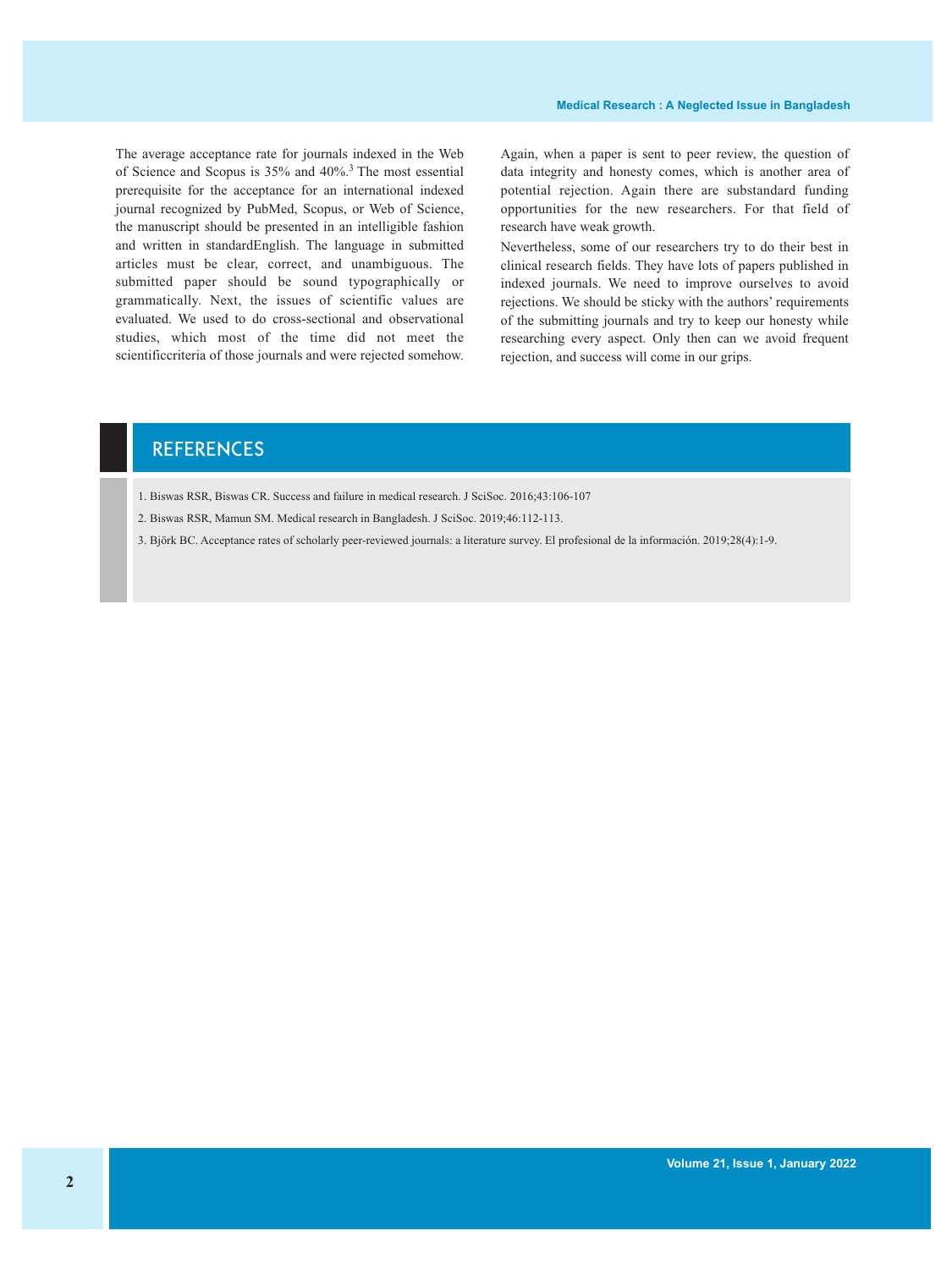The average acceptance rate for journals indexed in the Web of Science and Scopus is 35% and 40%.[3] The most essential prerequisite for the acceptance for an international indexed journal recognized by PubMed, Scopus, or Web of Science, the manuscript should be presented in an intelligible fashion and written in standardEnglish. The language in submitted articles must be clear, correct, and unambiguous. The submitted paper should be sound typographically or grammatically. Next, the issues of scientific values are evaluated. We used to do cross-sectional and observational studies, which most of the time did not meet the scientificcriteria of those journals and were rejected somehow. Again, when a paper is sent to peer review, the question of data integrity and honesty comes, which is another area of potential rejection. Again there are substandard funding opportunities for the new researchers. For that field of research have weak growth.

Nevertheless, some of our researchers try to do their best in clinical research fields. They have lots of papers published in indexed journals. We need to improve ourselves to avoid rejections. We should be sticky with the authors' requirements of the submitting journals and try to keep our honesty while researching every aspect. Only then can we avoid frequent rejection, and success will come in our grips.

## REFERENCES

1. Biswas RSR, Biswas CR. Success and failure in medical research. J SciSoc. 2016;43:106-107
2. Biswas RSR, Mamun SM. Medical research in Bangladesh. J SciSoc. 2019;46:112-113.
3. Björk BC. Acceptance rates of scholarly peer-reviewed journals: a literature survey. El profesional de la información. 2019;28(4):1-9.